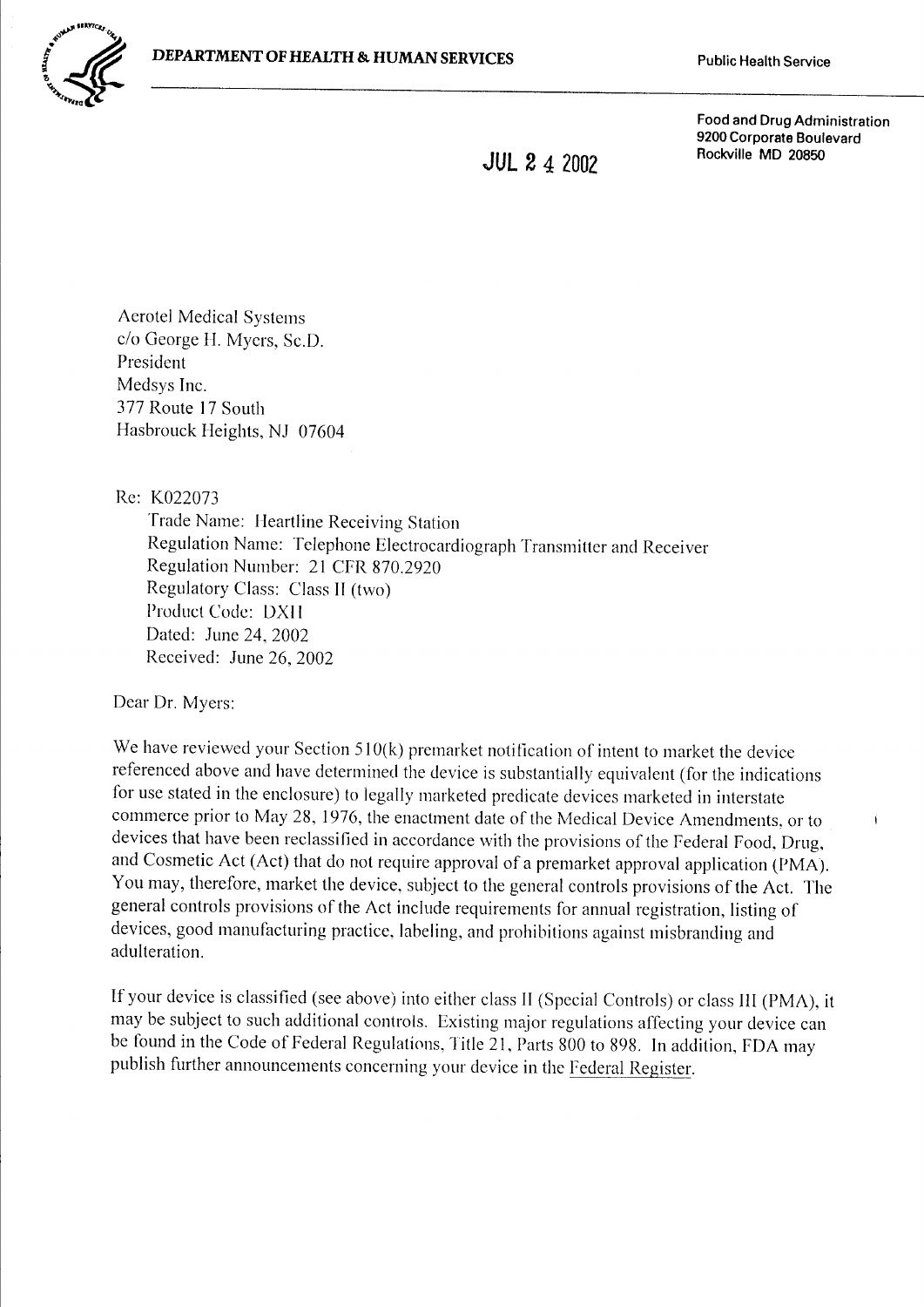DEPARTMENT OF HEALTH & HUMAN SERVICES

Public Health Service

Food and Drug Administration
9200 Corporate Boulevard
Rockville MD 20850

JUL 24 2002

Aerotel Medical Systems
c/o George H. Myers, Sc.D.
President
Medsys Inc.
377 Route 17 South
Hasbrouck Heights, NJ 07604

Re: K022073

Trade Name: Heartline Receiving Station
Regulation Name: Telephone Electrocardiograph Transmitter and Receiver
Regulation Number: 21 CFR 870.2920
Regulatory Class: Class II (two)
Product Code: DXH
Dated: June 24, 2002
Received: June 26, 2002

Dear Dr. Myers:

We have reviewed your Section 510(k) premarket notification of intent to market the device referenced above and have determined the device is substantially equivalent (for the indications for use stated in the enclosure) to legally marketed predicate devices marketed in interstate commerce prior to May 28, 1976, the enactment date of the Medical Device Amendments, or to devices that have been reclassified in accordance with the provisions of the Federal Food, Drug, and Cosmetic Act (Act) that do not require approval of a premarket approval application (PMA). You may, therefore, market the device, subject to the general controls provisions of the Act. The general controls provisions of the Act include requirements for annual registration, listing of devices, good manufacturing practice, labeling, and prohibitions against misbranding and adulteration.

If your device is classified (see above) into either class II (Special Controls) or class III (PMA), it may be subject to such additional controls. Existing major regulations affecting your device can be found in the Code of Federal Regulations, Title 21, Parts 800 to 898. In addition, FDA may publish further announcements concerning your device in the Federal Register.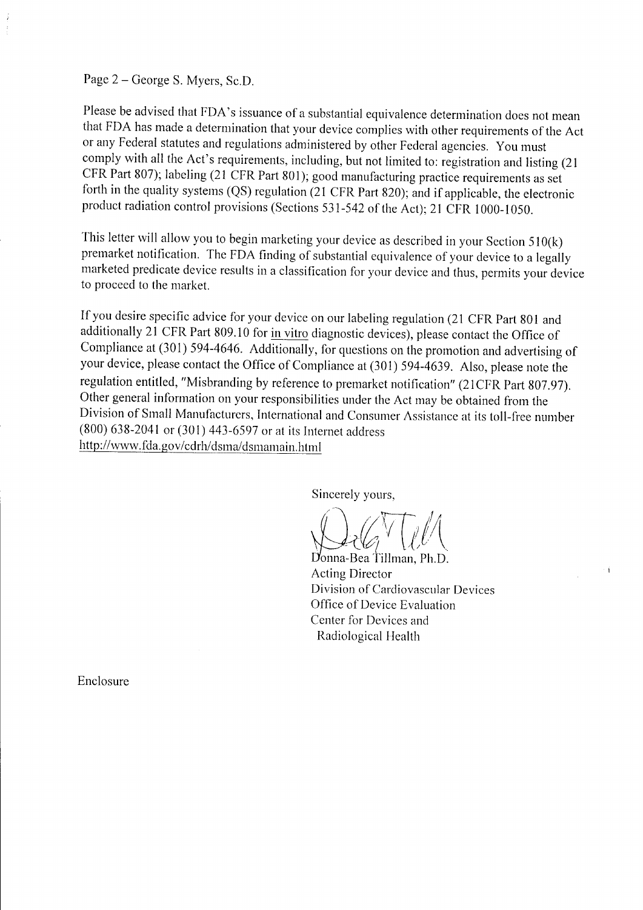Page 2 – George S. Myers, Sc.D.

Please be advised that FDA's issuance of a substantial equivalence determination does not mean that FDA has made a determination that your device complies with other requirements of the Act or any Federal statutes and regulations administered by other Federal agencies. You must comply with all the Act's requirements, including, but not limited to: registration and listing (21 CFR Part 807); labeling (21 CFR Part 801); good manufacturing practice requirements as set forth in the quality systems (QS) regulation (21 CFR Part 820); and if applicable, the electronic product radiation control provisions (Sections 531-542 of the Act); 21 CFR 1000-1050.

This letter will allow you to begin marketing your device as described in your Section 510(k) premarket notification. The FDA finding of substantial equivalence of your device to a legally marketed predicate device results in a classification for your device and thus, permits your device to proceed to the market.

If you desire specific advice for your device on our labeling regulation (21 CFR Part 801 and additionally 21 CFR Part 809.10 for in vitro diagnostic devices), please contact the Office of Compliance at (301) 594-4646. Additionally, for questions on the promotion and advertising of your device, please contact the Office of Compliance at (301) 594-4639. Also, please note the regulation entitled, "Misbranding by reference to premarket notification" (21CFR Part 807.97). Other general information on your responsibilities under the Act may be obtained from the Division of Small Manufacturers, International and Consumer Assistance at its toll-free number (800) 638-2041 or (301) 443-6597 or at its Internet address http://www.fda.gov/cdrh/dsma/dsmamain.html

Sincerely yours,

Donna-Bea Tillman, Ph.D.
Acting Director
Division of Cardiovascular Devices
Office of Device Evaluation
Center for Devices and
Radiological Health

Enclosure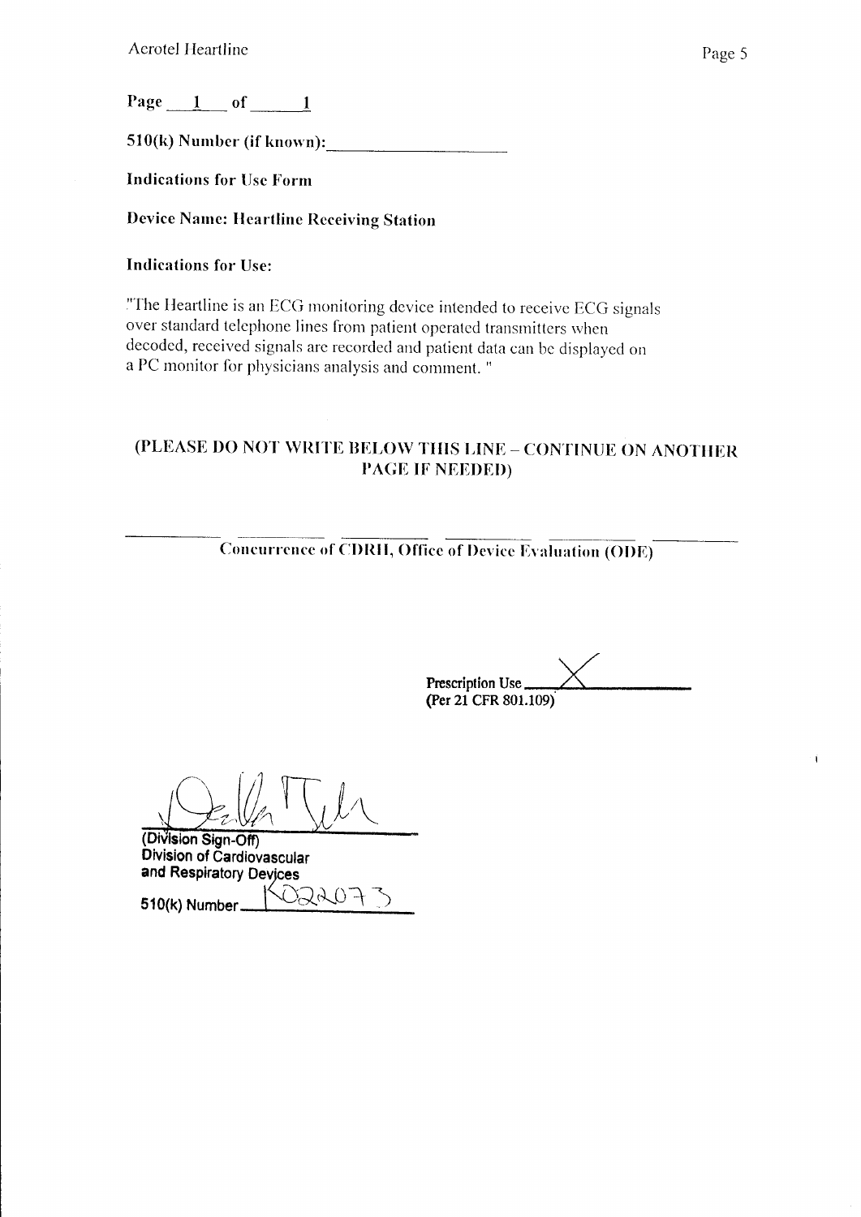Page 1 of 1

**510(k) Number (if known):**

**Indications for Use Form**

**Device Name: Heartline Receiving Station**

**Indications for Use:**

"The Heartline is an ECG monitoring device intended to receive ECG signals over standard telephone lines from patient operated transmitters when decoded, received signals are recorded and patient data can be displayed on a PC monitor for physicians analysis and comment. "

**(PLEASE DO NOT WRITE BELOW THIS LINE – CONTINUE ON ANOTHER PAGE IF NEEDED)**

**Concurrence of CDRH, Office of Device Evaluation (ODE)**

**Prescription Use** X
**(Per 21 CFR 801.109)**

(Division Sign-Off)
Division of Cardiovascular and Respiratory Devices
510(k) Number K022073